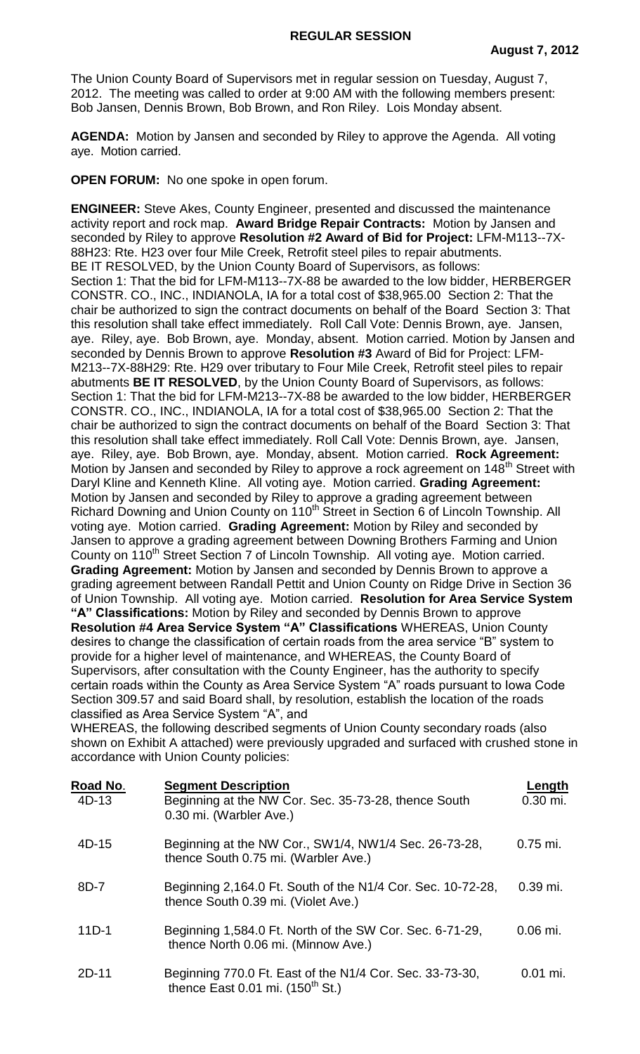## REGULAR SESSION

**August 7, 2012**

The Union County Board of Supervisors met in regular session on Tuesday, August 7, 2012. The meeting was called to order at 9:00 AM with the following members present: Bob Jansen, Dennis Brown, Bob Brown, and Ron Riley. Lois Monday absent.

**AGENDA:** Motion by Jansen and seconded by Riley to approve the Agenda. All voting aye. Motion carried.

**OPEN FORUM:** No one spoke in open forum.

**ENGINEER:** Steve Akes, County Engineer, presented and discussed the maintenance activity report and rock map. **Award Bridge Repair Contracts:** Motion by Jansen and seconded by Riley to approve **Resolution #2 Award of Bid for Project:** LFM-M113--7X-88H23: Rte. H23 over four Mile Creek, Retrofit steel piles to repair abutments.
BE IT RESOLVED, by the Union County Board of Supervisors, as follows:
Section 1: That the bid for LFM-M113--7X-88 be awarded to the low bidder, HERBERGER CONSTR. CO., INC., INDIANOLA, IA for a total cost of $38,965.00 Section 2: That the chair be authorized to sign the contract documents on behalf of the Board Section 3: That this resolution shall take effect immediately. Roll Call Vote: Dennis Brown, aye. Jansen, aye. Riley, aye. Bob Brown, aye. Monday, absent. Motion carried. Motion by Jansen and seconded by Dennis Brown to approve **Resolution #3** Award of Bid for Project: LFM-M213--7X-88H29: Rte. H29 over tributary to Four Mile Creek, Retrofit steel piles to repair abutments **BE IT RESOLVED**, by the Union County Board of Supervisors, as follows: Section 1: That the bid for LFM-M213--7X-88 be awarded to the low bidder, HERBERGER CONSTR. CO., INC., INDIANOLA, IA for a total cost of $38,965.00 Section 2: That the chair be authorized to sign the contract documents on behalf of the Board Section 3: That this resolution shall take effect immediately. Roll Call Vote: Dennis Brown, aye. Jansen, aye. Riley, aye. Bob Brown, aye. Monday, absent. Motion carried. **Rock Agreement:** Motion by Jansen and seconded by Riley to approve a rock agreement on 148th Street with Daryl Kline and Kenneth Kline. All voting aye. Motion carried. **Grading Agreement:** Motion by Jansen and seconded by Riley to approve a grading agreement between Richard Downing and Union County on 110th Street in Section 6 of Lincoln Township. All voting aye. Motion carried. **Grading Agreement:** Motion by Riley and seconded by Jansen to approve a grading agreement between Downing Brothers Farming and Union County on 110th Street Section 7 of Lincoln Township. All voting aye. Motion carried. **Grading Agreement:** Motion by Jansen and seconded by Dennis Brown to approve a grading agreement between Randall Pettit and Union County on Ridge Drive in Section 36 of Union Township. All voting aye. Motion carried. **Resolution for Area Service System "A" Classifications:** Motion by Riley and seconded by Dennis Brown to approve **Resolution #4 Area Service System "A" Classifications** WHEREAS, Union County desires to change the classification of certain roads from the area service "B" system to provide for a higher level of maintenance, and WHEREAS, the County Board of Supervisors, after consultation with the County Engineer, has the authority to specify certain roads within the County as Area Service System "A" roads pursuant to Iowa Code Section 309.57 and said Board shall, by resolution, establish the location of the roads classified as Area Service System "A", and

WHEREAS, the following described segments of Union County secondary roads (also shown on Exhibit A attached) were previously upgraded and surfaced with crushed stone in accordance with Union County policies:

| Road No. | Segment Description | Length |
|---|---|---|
| 4D-13 | Beginning at the NW Cor. Sec. 35-73-28, thence South 0.30 mi. (Warbler Ave.) | 0.30 mi. |
| 4D-15 | Beginning at the NW Cor., SW1/4, NW1/4 Sec. 26-73-28, thence South 0.75 mi. (Warbler Ave.) | 0.75 mi. |
| 8D-7 | Beginning 2,164.0 Ft. South of the N1/4 Cor. Sec. 10-72-28, thence South 0.39 mi. (Violet Ave.) | 0.39 mi. |
| 11D-1 | Beginning 1,584.0 Ft. North of the SW Cor. Sec. 6-71-29, thence North 0.06 mi. (Minnow Ave.) | 0.06 mi. |
| 2D-11 | Beginning 770.0 Ft. East of the N1/4 Cor. Sec. 33-73-30, thence East 0.01 mi. (150th St.) | 0.01 mi. |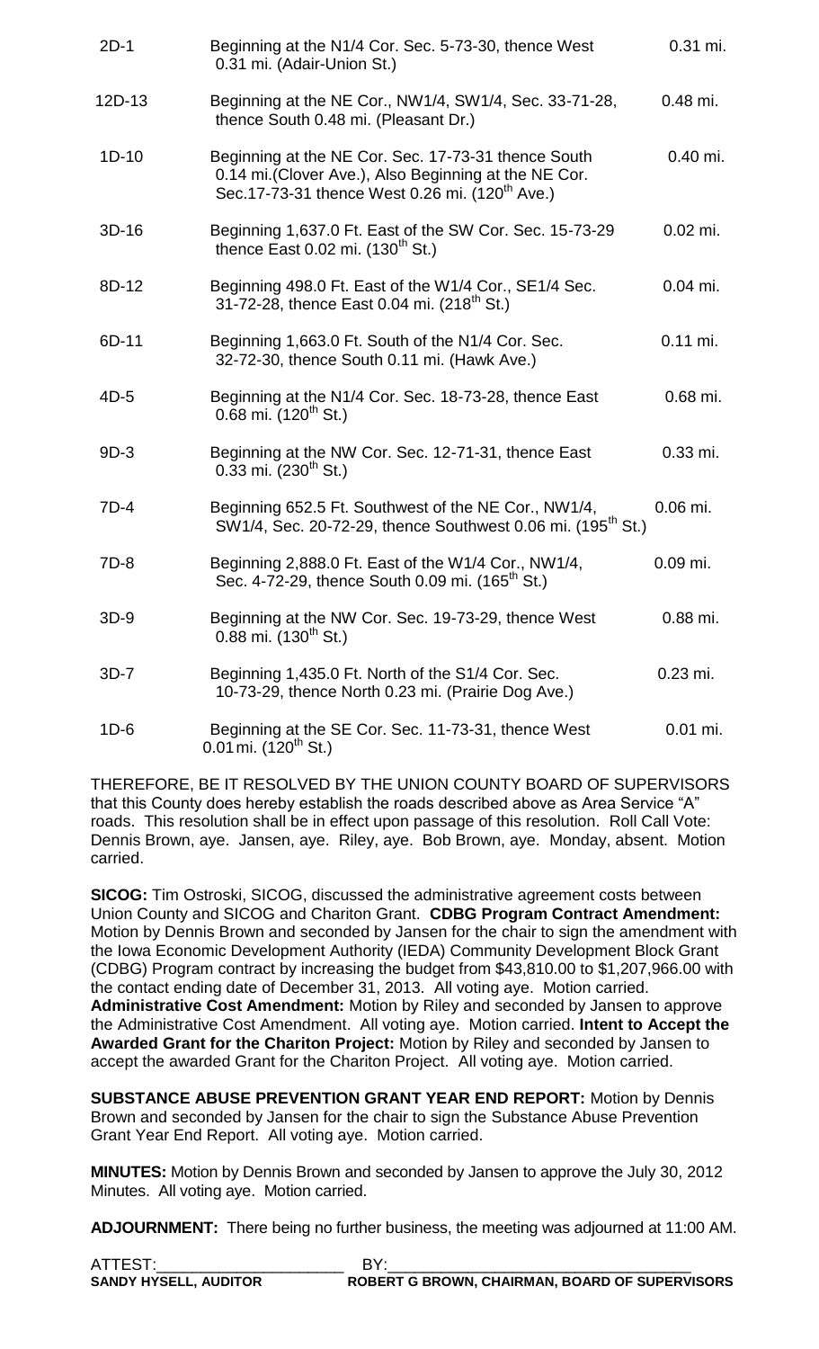| | | |
|---|---|---|
| 2D-1 | Beginning at the N1/4 Cor. Sec. 5-73-30, thence West 0.31 mi. (Adair-Union St.) | 0.31 mi. |
| 12D-13 | Beginning at the NE Cor., NW1/4, SW1/4, Sec. 33-71-28, thence South 0.48 mi. (Pleasant Dr.) | 0.48 mi. |
| 1D-10 | Beginning at the NE Cor. Sec. 17-73-31 thence South 0.14 mi.(Clover Ave.), Also Beginning at the NE Cor. Sec.17-73-31 thence West 0.26 mi. (120th Ave.) | 0.40 mi. |
| 3D-16 | Beginning 1,637.0 Ft. East of the SW Cor. Sec. 15-73-29 thence East 0.02 mi. (130th St.) | 0.02 mi. |
| 8D-12 | Beginning 498.0 Ft. East of the W1/4 Cor., SE1/4 Sec. 31-72-28, thence East 0.04 mi. (218th St.) | 0.04 mi. |
| 6D-11 | Beginning 1,663.0 Ft. South of the N1/4 Cor. Sec. 32-72-30, thence South 0.11 mi. (Hawk Ave.) | 0.11 mi. |
| 4D-5 | Beginning at the N1/4 Cor. Sec. 18-73-28, thence East 0.68 mi. (120th St.) | 0.68 mi. |
| 9D-3 | Beginning at the NW Cor. Sec. 12-71-31, thence East 0.33 mi. (230th St.) | 0.33 mi. |
| 7D-4 | Beginning 652.5 Ft. Southwest of the NE Cor., NW1/4, SW1/4, Sec. 20-72-29, thence Southwest 0.06 mi. (195th St.) | 0.06 mi. |
| 7D-8 | Beginning 2,888.0 Ft. East of the W1/4 Cor., NW1/4, Sec. 4-72-29, thence South 0.09 mi. (165th St.) | 0.09 mi. |
| 3D-9 | Beginning at the NW Cor. Sec. 19-73-29, thence West 0.88 mi. (130th St.) | 0.88 mi. |
| 3D-7 | Beginning 1,435.0 Ft. North of the S1/4 Cor. Sec. 10-73-29, thence North 0.23 mi. (Prairie Dog Ave.) | 0.23 mi. |
| 1D-6 | Beginning at the SE Cor. Sec. 11-73-31, thence West 0.01 mi. (120th St.) | 0.01 mi. |

THEREFORE, BE IT RESOLVED BY THE UNION COUNTY BOARD OF SUPERVISORS that this County does hereby establish the roads described above as Area Service "A" roads. This resolution shall be in effect upon passage of this resolution. Roll Call Vote: Dennis Brown, aye. Jansen, aye. Riley, aye. Bob Brown, aye. Monday, absent. Motion carried.

**SICOG:** Tim Ostroski, SICOG, discussed the administrative agreement costs between Union County and SICOG and Chariton Grant. **CDBG Program Contract Amendment:** Motion by Dennis Brown and seconded by Jansen for the chair to sign the amendment with the Iowa Economic Development Authority (IEDA) Community Development Block Grant (CDBG) Program contract by increasing the budget from $43,810.00 to $1,207,966.00 with the contact ending date of December 31, 2013. All voting aye. Motion carried. **Administrative Cost Amendment:** Motion by Riley and seconded by Jansen to approve the Administrative Cost Amendment. All voting aye. Motion carried. **Intent to Accept the Awarded Grant for the Chariton Project:** Motion by Riley and seconded by Jansen to accept the awarded Grant for the Chariton Project. All voting aye. Motion carried.

**SUBSTANCE ABUSE PREVENTION GRANT YEAR END REPORT:** Motion by Dennis Brown and seconded by Jansen for the chair to sign the Substance Abuse Prevention Grant Year End Report. All voting aye. Motion carried.

**MINUTES:** Motion by Dennis Brown and seconded by Jansen to approve the July 30, 2012 Minutes. All voting aye. Motion carried.

**ADJOURNMENT:** There being no further business, the meeting was adjourned at 11:00 AM.

ATTEST:______________________ BY:___________________________________

**SANDY HYSELL, AUDITOR** **ROBERT G BROWN, CHAIRMAN, BOARD OF SUPERVISORS**